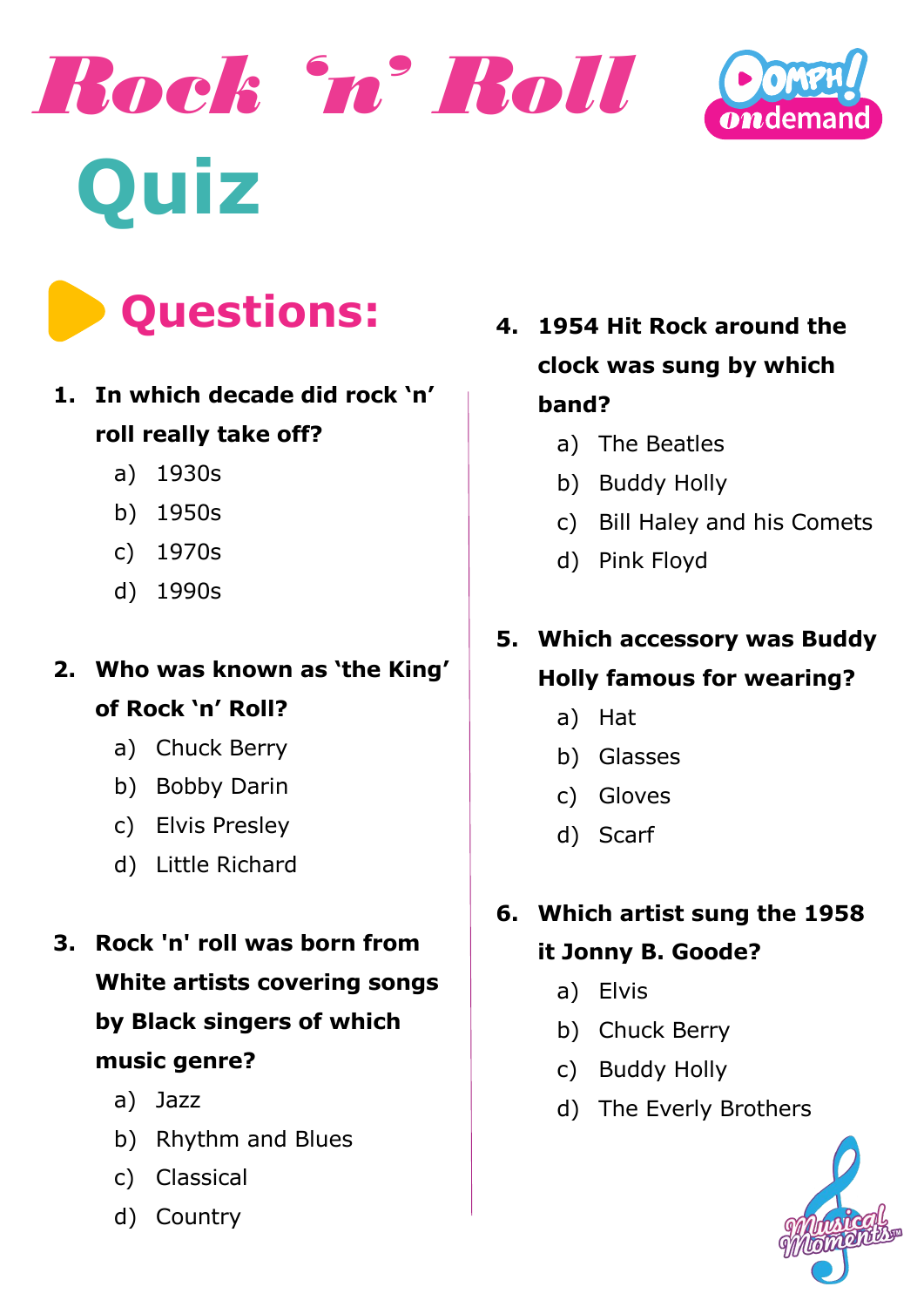# Rock 'n' Roll Quiz

## Questions:

1. **In which decade did rock 'n' roll really take off?**
   a) 1930s
   b) 1950s
   c) 1970s
   d) 1990s

2. **Who was known as 'the King' of Rock 'n' Roll?**
   a) Chuck Berry
   b) Bobby Darin
   c) Elvis Presley
   d) Little Richard

3. **Rock 'n' roll was born from White artists covering songs by Black singers of which music genre?**
   a) Jazz
   b) Rhythm and Blues
   c) Classical
   d) Country

4. **1954 Hit Rock around the clock was sung by which band?**
   a) The Beatles
   b) Buddy Holly
   c) Bill Haley and his Comets
   d) Pink Floyd

5. **Which accessory was Buddy Holly famous for wearing?**
   a) Hat
   b) Glasses
   c) Gloves
   d) Scarf

6. **Which artist sung the 1958 it Jonny B. Goode?**
   a) Elvis
   b) Chuck Berry
   c) Buddy Holly
   d) The Everly Brothers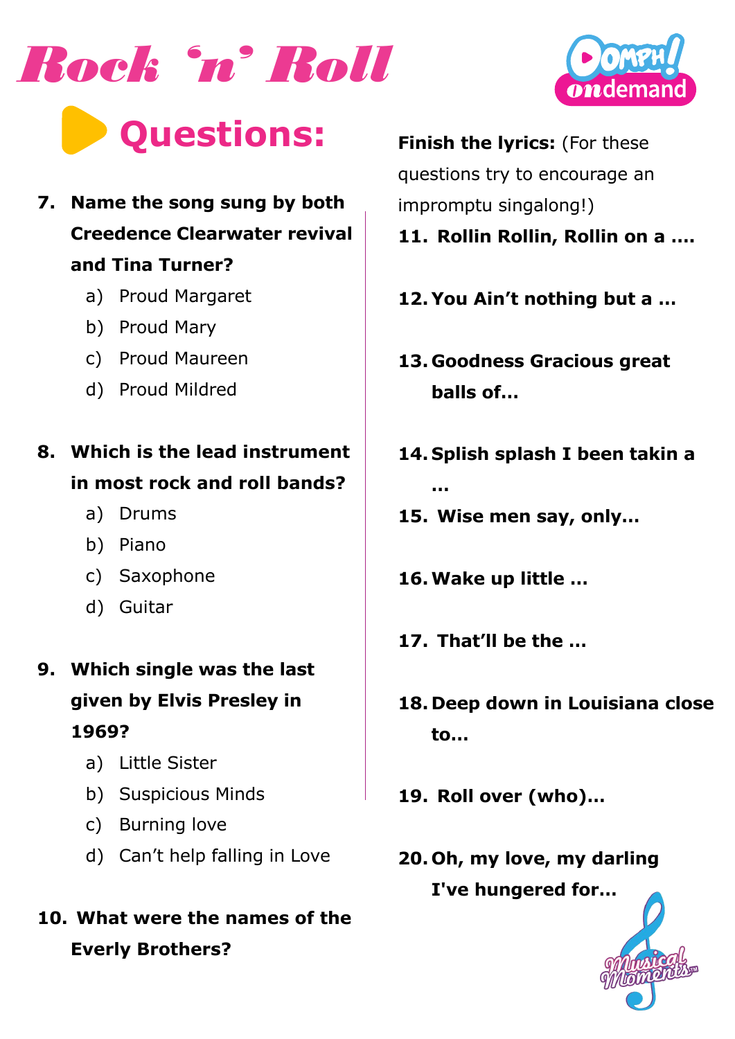# Rock 'n' Roll

## Questions:

7. **Name the song sung by both Creedence Clearwater revival and Tina Turner?**
   a) Proud Margaret
   b) Proud Mary
   c) Proud Maureen
   d) Proud Mildred

8. **Which is the lead instrument in most rock and roll bands?**
   a) Drums
   b) Piano
   c) Saxophone
   d) Guitar

9. **Which single was the last given by Elvis Presley in 1969?**
   a) Little Sister
   b) Suspicious Minds
   c) Burning love
   d) Can't help falling in Love

10. **What were the names of the Everly Brothers?**

**Finish the lyrics:** (For these questions try to encourage an impromptu singalong!)

11. **Rollin Rollin, Rollin on a ….**
12. **You Ain't nothing but a …**
13. **Goodness Gracious great balls of…**
14. **Splish splash I been takin a …**
15. **Wise men say, only…**
16. **Wake up little …**
17. **That'll be the …**
18. **Deep down in Louisiana close to…**
19. **Roll over (who)…**
20. **Oh, my love, my darling I've hungered for…**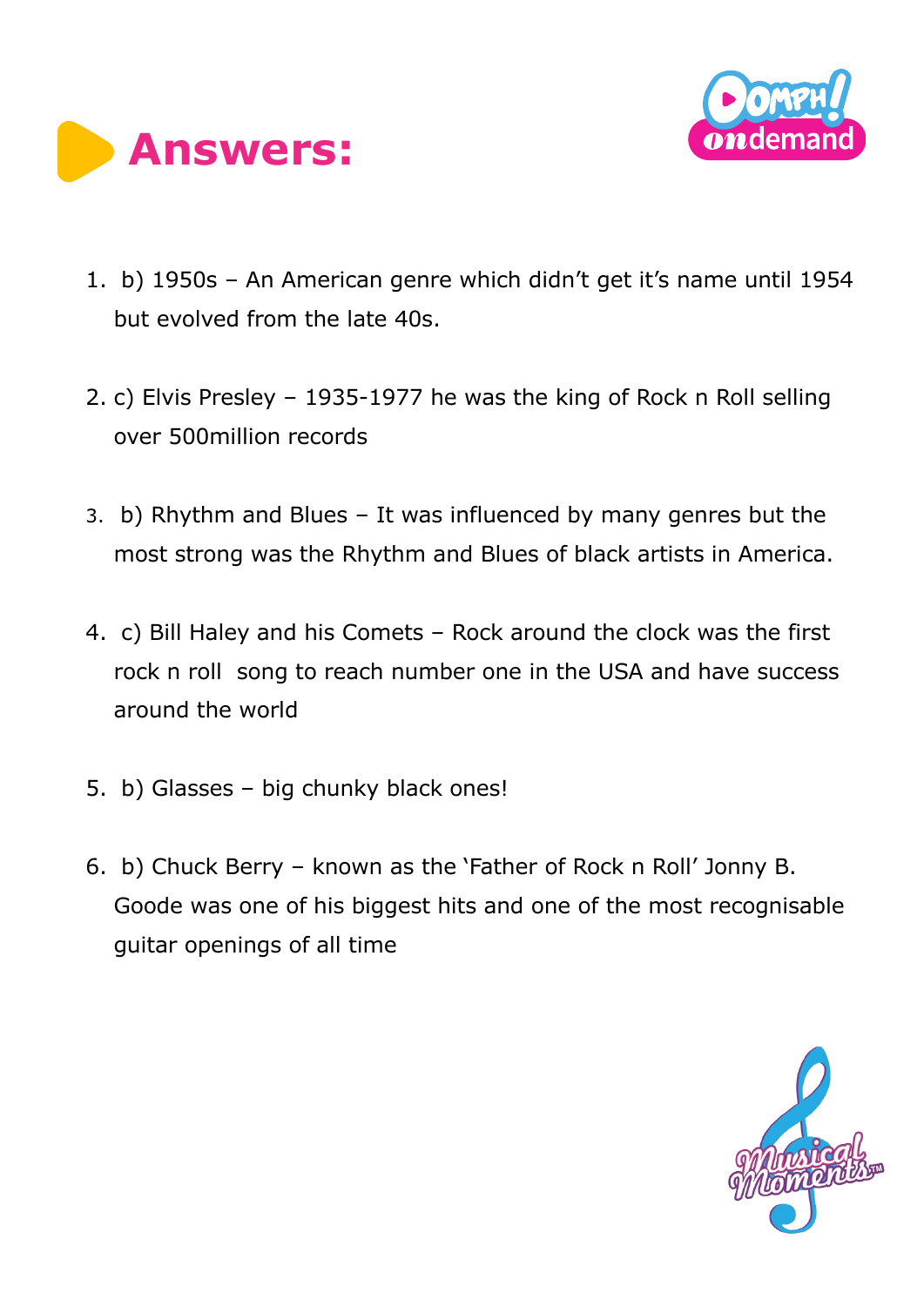# Answers:

1. b) 1950s – An American genre which didn't get it's name until 1954 but evolved from the late 40s.

2. c) Elvis Presley – 1935-1977 he was the king of Rock n Roll selling over 500million records

3. b) Rhythm and Blues – It was influenced by many genres but the most strong was the Rhythm and Blues of black artists in America.

4. c) Bill Haley and his Comets – Rock around the clock was the first rock n roll song to reach number one in the USA and have success around the world

5. b) Glasses – big chunky black ones!

6. b) Chuck Berry – known as the 'Father of Rock n Roll' Jonny B. Goode was one of his biggest hits and one of the most recognisable guitar openings of all time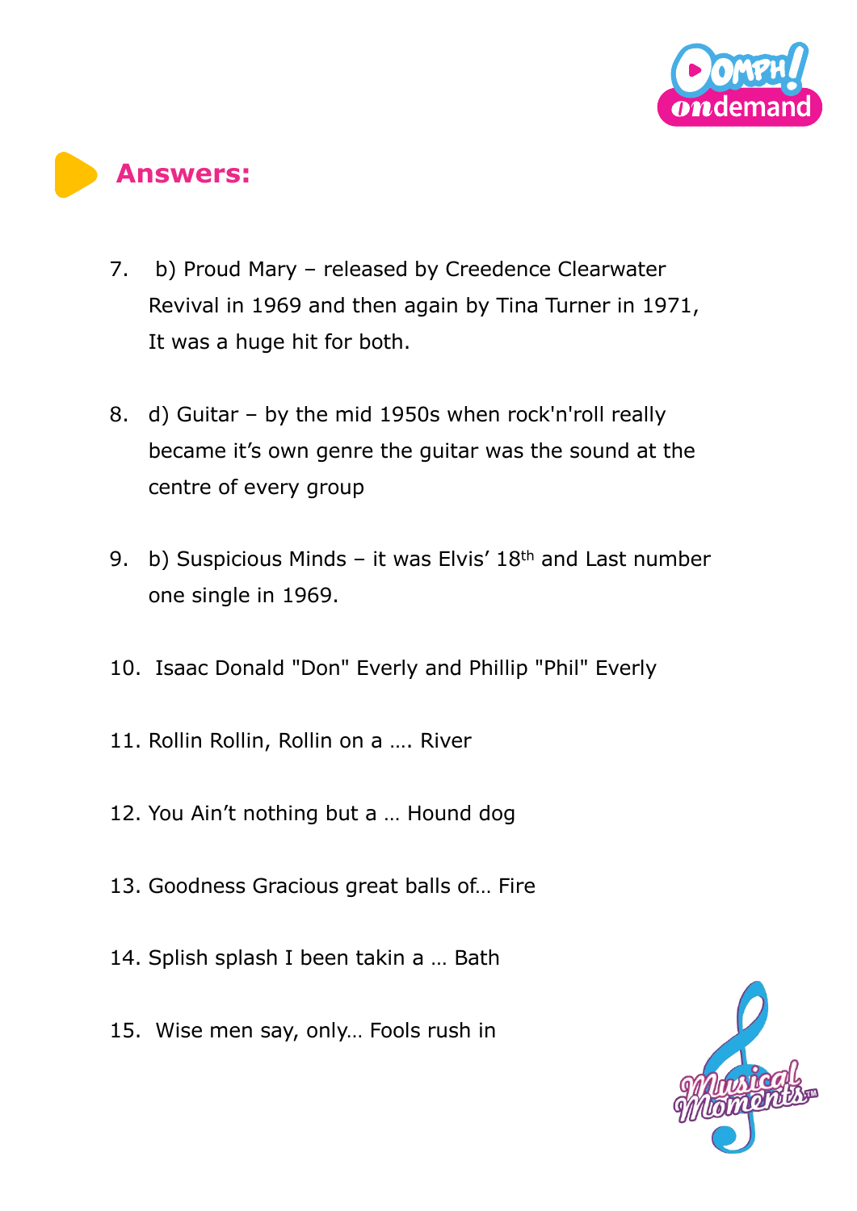## Answers:

7. b) Proud Mary – released by Creedence Clearwater Revival in 1969 and then again by Tina Turner in 1971, It was a huge hit for both.

8. d) Guitar – by the mid 1950s when rock'n'roll really became it's own genre the guitar was the sound at the centre of every group

9. b) Suspicious Minds – it was Elvis' 18th and Last number one single in 1969.

10. Isaac Donald "Don" Everly and Phillip "Phil" Everly

11. Rollin Rollin, Rollin on a …. River

12. You Ain't nothing but a … Hound dog

13. Goodness Gracious great balls of… Fire

14. Splish splash I been takin a … Bath

15. Wise men say, only… Fools rush in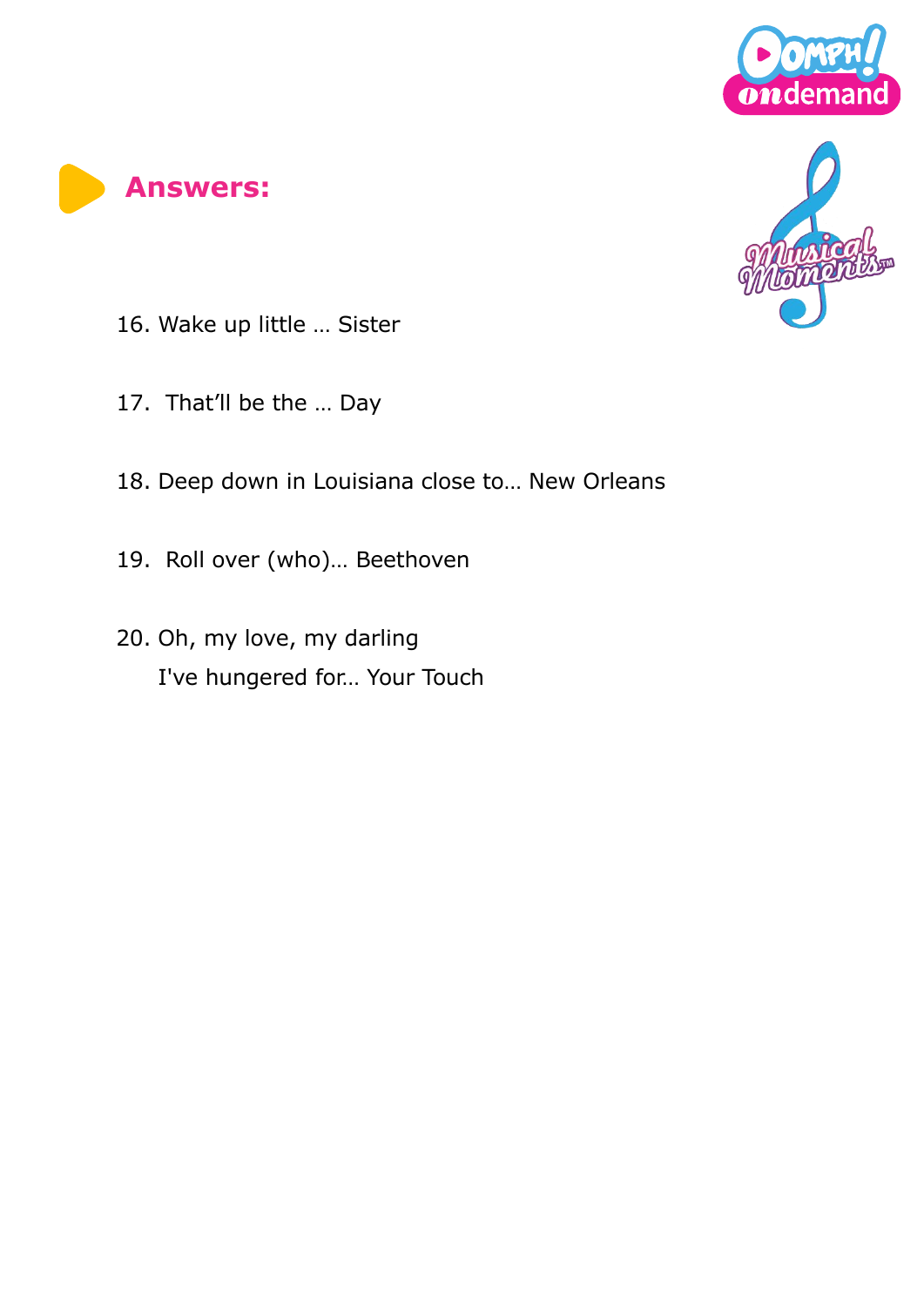## Answers:

16. Wake up little … Sister
17. That'll be the … Day
18. Deep down in Louisiana close to… New Orleans
19. Roll over (who)… Beethoven
20. Oh, my love, my darling
    I've hungered for… Your Touch